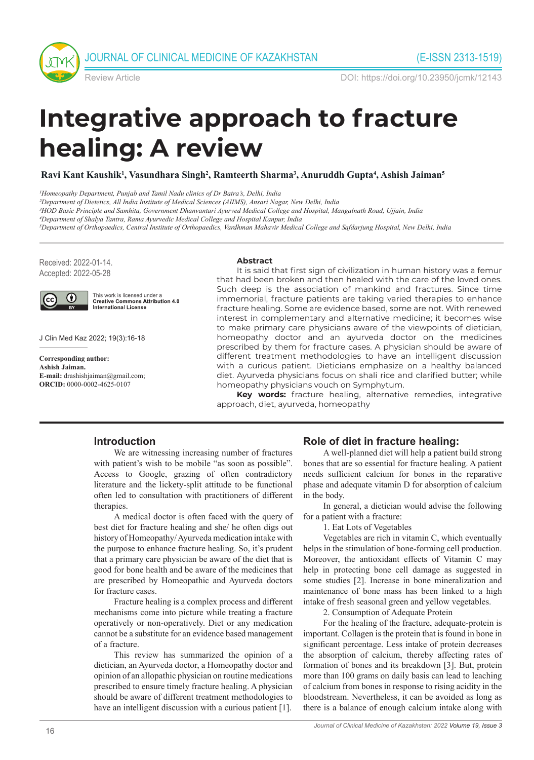# Integrative approach to fracture healing: A review

**Ravi Kant Kaushik[1], Vasundhara Singh[2], Ramteerth Sharma[3], Anuruddh Gupta[4], Ashish Jaiman[5]**

*[1]Homeopathy Department, Punjab and Tamil Nadu clinics of Dr Batra's, Delhi, India*
*[2]Department of Dietetics, All India Institute of Medical Sciences (AIIMS), Ansari Nagar, New Delhi, India*
*[3]HOD Basic Principle and Samhita, Government Dhanvantari Ayurved Medical College and Hospital, Mangalnath Road, Ujjain, India*
*[4]Department of Shalya Tantra, Rama Ayurvedic Medical College and Hospital Kanpur, India*
*[5]Department of Orthopaedics, Central Institute of Orthopaedics, Vardhman Mahavir Medical College and Safdarjung Hospital, New Delhi, India*

Review Article

DOI: https://doi.org/10.23950/jcmk/12143

Received: 2022-01-14.
Accepted: 2022-05-28

This work is licensed under a **Creative Commons Attribution 4.0 International License**

J Clin Med Kaz 2022; 19(3):16-18

**Corresponding author:**
**Ashish Jaiman.**
**E-mail:** drashishjaiman@gmail.com;
**ORCID:** 0000-0002-4625-0107

## Abstract

It is said that first sign of civilization in human history was a femur that had been broken and then healed with the care of the loved ones. Such deep is the association of mankind and fractures. Since time immemorial, fracture patients are taking varied therapies to enhance fracture healing. Some are evidence based, some are not. With renewed interest in complementary and alternative medicine; it becomes wise to make primary care physicians aware of the viewpoints of dietician, homeopathy doctor and an ayurveda doctor on the medicines prescribed by them for fracture cases. A physician should be aware of different treatment methodologies to have an intelligent discussion with a curious patient. Dieticians emphasize on a healthy balanced diet. Ayurveda physicians focus on shali rice and clarified butter; while homeopathy physicians vouch on Symphytum.

**Key words:** fracture healing, alternative remedies, integrative approach, diet, ayurveda, homeopathy

## Introduction

We are witnessing increasing number of fractures with patient's wish to be mobile "as soon as possible". Access to Google, grazing of often contradictory literature and the lickety-split attitude to be functional often led to consultation with practitioners of different therapies.

A medical doctor is often faced with the query of best diet for fracture healing and she/ he often digs out history of Homeopathy/ Ayurveda medication intake with the purpose to enhance fracture healing. So, it's prudent that a primary care physician be aware of the diet that is good for bone health and be aware of the medicines that are prescribed by Homeopathic and Ayurveda doctors for fracture cases.

Fracture healing is a complex process and different mechanisms come into picture while treating a fracture operatively or non-operatively. Diet or any medication cannot be a substitute for an evidence based management of a fracture.

This review has summarized the opinion of a dietician, an Ayurveda doctor, a Homeopathy doctor and opinion of an allopathic physician on routine medications prescribed to ensure timely fracture healing. A physician should be aware of different treatment methodologies to have an intelligent discussion with a curious patient [1].

## Role of diet in fracture healing:

A well-planned diet will help a patient build strong bones that are so essential for fracture healing. A patient needs sufficient calcium for bones in the reparative phase and adequate vitamin D for absorption of calcium in the body.

In general, a dietician would advise the following for a patient with a fracture:

1. Eat Lots of Vegetables

Vegetables are rich in vitamin C, which eventually helps in the stimulation of bone-forming cell production. Moreover, the antioxidant effects of Vitamin C may help in protecting bone cell damage as suggested in some studies [2]. Increase in bone mineralization and maintenance of bone mass has been linked to a high intake of fresh seasonal green and yellow vegetables.

2. Consumption of Adequate Protein

For the healing of the fracture, adequate-protein is important. Collagen is the protein that is found in bone in significant percentage. Less intake of protein decreases the absorption of calcium, thereby affecting rates of formation of bones and its breakdown [3]. But, protein more than 100 grams on daily basis can lead to leaching of calcium from bones in response to rising acidity in the bloodstream. Nevertheless, it can be avoided as long as there is a balance of enough calcium intake along with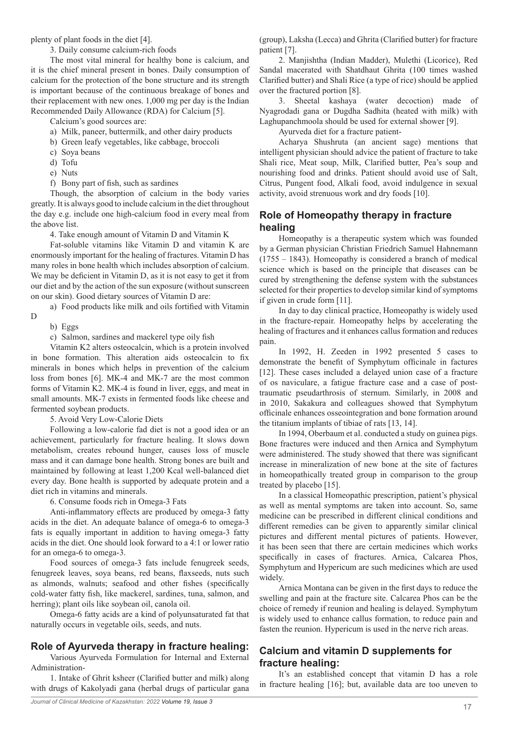plenty of plant foods in the diet [4].

3. Daily consume calcium-rich foods

The most vital mineral for healthy bone is calcium, and it is the chief mineral present in bones. Daily consumption of calcium for the protection of the bone structure and its strength is important because of the continuous breakage of bones and their replacement with new ones. 1,000 mg per day is the Indian Recommended Daily Allowance (RDA) for Calcium [5].

Calcium's good sources are:

a) Milk, paneer, buttermilk, and other dairy products
b) Green leafy vegetables, like cabbage, broccoli
c) Soya beans
d) Tofu
e) Nuts
f) Bony part of fish, such as sardines

Though, the absorption of calcium in the body varies greatly. It is always good to include calcium in the diet throughout the day e.g. include one high-calcium food in every meal from the above list.

4. Take enough amount of Vitamin D and Vitamin K

Fat-soluble vitamins like Vitamin D and vitamin K are enormously important for the healing of fractures. Vitamin D has many roles in bone health which includes absorption of calcium. We may be deficient in Vitamin D, as it is not easy to get it from our diet and by the action of the sun exposure (without sunscreen on our skin). Good dietary sources of Vitamin D are:

a) Food products like milk and oils fortified with Vitamin D
b) Eggs
c) Salmon, sardines and mackerel type oily fish

Vitamin K2 alters osteocalcin, which is a protein involved in bone formation. This alteration aids osteocalcin to fix minerals in bones which helps in prevention of the calcium loss from bones [6]. MK-4 and MK-7 are the most common forms of Vitamin K2. MK-4 is found in liver, eggs, and meat in small amounts. MK-7 exists in fermented foods like cheese and fermented soybean products.

5. Avoid Very Low-Calorie Diets

Following a low-calorie fad diet is not a good idea or an achievement, particularly for fracture healing. It slows down metabolism, creates rebound hunger, causes loss of muscle mass and it can damage bone health. Strong bones are built and maintained by following at least 1,200 Kcal well-balanced diet every day. Bone health is supported by adequate protein and a diet rich in vitamins and minerals.

6. Consume foods rich in Omega-3 Fats

Anti-inflammatory effects are produced by omega-3 fatty acids in the diet. An adequate balance of omega-6 to omega-3 fats is equally important in addition to having omega-3 fatty acids in the diet. One should look forward to a 4:1 or lower ratio for an omega-6 to omega-3.

Food sources of omega-3 fats include fenugreek seeds, fenugreek leaves, soya beans, red beans, flaxseeds, nuts such as almonds, walnuts; seafood and other fishes (specifically cold-water fatty fish, like mackerel, sardines, tuna, salmon, and herring); plant oils like soybean oil, canola oil.

Omega-6 fatty acids are a kind of polyunsaturated fat that naturally occurs in vegetable oils, seeds, and nuts.

## Role of Ayurveda therapy in fracture healing:

Various Ayurveda Formulation for Internal and External Administration-

1. Intake of Ghrit ksheer (Clarified butter and milk) along with drugs of Kakolyadi gana (herbal drugs of particular gana (group), Laksha (Lecca) and Ghrita (Clarified butter) for fracture patient [7].

2. Manjishtha (Indian Madder), Mulethi (Licorice), Red Sandal macerated with Shatdhaut Ghrita (100 times washed Clarified butter) and Shali Rice (a type of rice) should be applied over the fractured portion [8].

3. Sheetal kashaya (water decoction) made of Nyagrodadi gana or Dugdha Sadhita (heated with milk) with Laghupanchmoola should be used for external shower [9].

Ayurveda diet for a fracture patient-

Acharya Shushruta (an ancient sage) mentions that intelligent physician should advice the patient of fracture to take Shali rice, Meat soup, Milk, Clarified butter, Pea's soup and nourishing food and drinks. Patient should avoid use of Salt, Citrus, Pungent food, Alkali food, avoid indulgence in sexual activity, avoid strenuous work and dry foods [10].

## Role of Homeopathy therapy in fracture healing

Homeopathy is a therapeutic system which was founded by a German physician Christian Friedrich Samuel Hahnemann (1755 – 1843). Homeopathy is considered a branch of medical science which is based on the principle that diseases can be cured by strengthening the defense system with the substances selected for their properties to develop similar kind of symptoms if given in crude form [11].

In day to day clinical practice, Homeopathy is widely used in the fracture-repair. Homeopathy helps by accelerating the healing of fractures and it enhances callus formation and reduces pain.

In 1992, H. Zeeden in 1992 presented 5 cases to demonstrate the benefit of Symphytum officinale in factures [12]. These cases included a delayed union case of a fracture of os naviculare, a fatigue fracture case and a case of post-traumatic pseudarthrosis of sternum. Similarly, in 2008 and in 2010, Sakakura and colleagues showed that Symphytum officinale enhances osseointegration and bone formation around the titanium implants of tibiae of rats [13, 14].

In 1994, Oberbaum et al. conducted a study on guinea pigs. Bone fractures were induced and then Arnica and Symphytum were administered. The study showed that there was significant increase in mineralization of new bone at the site of factures in homeopathically treated group in comparison to the group treated by placebo [15].

In a classical Homeopathic prescription, patient's physical as well as mental symptoms are taken into account. So, same medicine can be prescribed in different clinical conditions and different remedies can be given to apparently similar clinical pictures and different mental pictures of patients. However, it has been seen that there are certain medicines which works specifically in cases of fractures. Arnica, Calcarea Phos, Symphytum and Hypericum are such medicines which are used widely.

Arnica Montana can be given in the first days to reduce the swelling and pain at the fracture site. Calcarea Phos can be the choice of remedy if reunion and healing is delayed. Symphytum is widely used to enhance callus formation, to reduce pain and fasten the reunion. Hypericum is used in the nerve rich areas.

## Calcium and vitamin D supplements for fracture healing:

It's an established concept that vitamin D has a role in fracture healing [16]; but, available data are too uneven to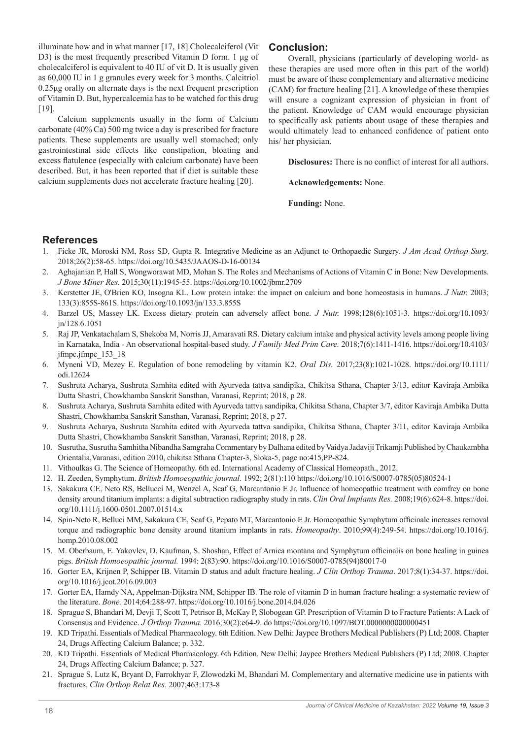illuminate how and in what manner [17, 18] Cholecalciferol (Vit D3) is the most frequently prescribed Vitamin D form. 1 µg of cholecalciferol is equivalent to 40 IU of vit D. It is usually given as 60,000 IU in 1 g granules every week for 3 months. Calcitriol 0.25µg orally on alternate days is the next frequent prescription of Vitamin D. But, hypercalcemia has to be watched for this drug [19].

Calcium supplements usually in the form of Calcium carbonate (40% Ca) 500 mg twice a day is prescribed for fracture patients. These supplements are usually well stomached; only gastrointestinal side effects like constipation, bloating and excess flatulence (especially with calcium carbonate) have been described. But, it has been reported that if diet is suitable these calcium supplements does not accelerate fracture healing [20].

## Conclusion:

Overall, physicians (particularly of developing world- as these therapies are used more often in this part of the world) must be aware of these complementary and alternative medicine (CAM) for fracture healing [21]. A knowledge of these therapies will ensure a cognizant expression of physician in front of the patient. Knowledge of CAM would encourage physician to specifically ask patients about usage of these therapies and would ultimately lead to enhanced confidence of patient onto his/ her physician.

**Disclosures:** There is no conflict of interest for all authors.

**Acknowledgements:** None.

**Funding:** None.

## References

1. Ficke JR, Moroski NM, Ross SD, Gupta R. Integrative Medicine as an Adjunct to Orthopaedic Surgery. *J Am Acad Orthop Surg.* 2018;26(2):58-65. https://doi.org/10.5435/JAAOS-D-16-00134
2. Aghajanian P, Hall S, Wongworawat MD, Mohan S. The Roles and Mechanisms of Actions of Vitamin C in Bone: New Developments. *J Bone Miner Res.* 2015;30(11):1945-55. https://doi.org/10.1002/jbmr.2709
3. Kerstetter JE, O'Brien KO, Insogna KL. Low protein intake: the impact on calcium and bone homeostasis in humans. *J Nutr.* 2003; 133(3):855S-861S. https://doi.org/10.1093/jn/133.3.855S
4. Barzel US, Massey LK. Excess dietary protein can adversely affect bone. *J Nutr.* 1998;128(6):1051-3. https://doi.org/10.1093/jn/128.6.1051
5. Raj JP, Venkatachalam S, Shekoba M, Norris JJ, Amaravati RS. Dietary calcium intake and physical activity levels among people living in Karnataka, India - An observational hospital-based study. *J Family Med Prim Care.* 2018;7(6):1411-1416. https://doi.org/10.4103/jfmpc.jfmpc_153_18
6. Myneni VD, Mezey E. Regulation of bone remodeling by vitamin K2. *Oral Dis.* 2017;23(8):1021-1028. https://doi.org/10.1111/odi.12624
7. Sushruta Acharya, Sushruta Samhita edited with Ayurveda tattva sandipika, Chikitsa Sthana, Chapter 3/13, editor Kaviraja Ambika Dutta Shastri, Chowkhamba Sanskrit Sansthan, Varanasi, Reprint; 2018, p 28.
8. Sushruta Acharya, Sushruta Samhita edited with Ayurveda tattva sandipika, Chikitsa Sthana, Chapter 3/7, editor Kaviraja Ambika Dutta Shastri, Chowkhamba Sanskrit Sansthan, Varanasi, Reprint; 2018, p 27.
9. Sushruta Acharya, Sushruta Samhita edited with Ayurveda tattva sandipika, Chikitsa Sthana, Chapter 3/11, editor Kaviraja Ambika Dutta Shastri, Chowkhamba Sanskrit Sansthan, Varanasi, Reprint; 2018, p 28.
10. Susrutha, Susrutha Samhitha Nibandha Samgraha Commentary by Dalhana edited by Vaidya Jadaviji Trikamji Published by Chaukambha Orientalia,Varanasi, edition 2010, chikitsa Sthana Chapter-3, Sloka-5, page no:415,PP-824.
11. Vithoulkas G. The Science of Homeopathy. 6th ed. International Academy of Classical Homeopath., 2012.
12. H. Zeeden, Symphytum. *British Homoeopathic journal.* 1992; 2(81):110 https://doi.org/10.1016/S0007-0785(05)80524-1
13. Sakakura CE, Neto RS, Bellucci M, Wenzel A, Scaf G, Marcantonio E Jr. Influence of homeopathic treatment with comfrey on bone density around titanium implants: a digital subtraction radiography study in rats. *Clin Oral Implants Res.* 2008;19(6):624-8. https://doi.org/10.1111/j.1600-0501.2007.01514.x
14. Spin-Neto R, Belluci MM, Sakakura CE, Scaf G, Pepato MT, Marcantonio E Jr. Homeopathic Symphytum officinale increases removal torque and radiographic bone density around titanium implants in rats. *Homeopathy*. 2010;99(4):249-54. https://doi.org/10.1016/j.homp.2010.08.002
15. M. Oberbaum, E. Yakovlev, D. Kaufman, S. Shoshan, Effect of Arnica montana and Symphytum officinalis on bone healing in guinea pigs. *British Homoeopathic journal.* 1994: 2(83):90. https://doi.org/10.1016/S0007-0785(94)80017-0
16. Gorter EA, Krijnen P, Schipper IB. Vitamin D status and adult fracture healing. *J Clin Orthop Trauma*. 2017;8(1):34-37. https://doi.org/10.1016/j.jcot.2016.09.003
17. Gorter EA, Hamdy NA, Appelman-Dijkstra NM, Schipper IB. The role of vitamin D in human fracture healing: a systematic review of the literature. *Bone.* 2014;64:288-97. https://doi.org/10.1016/j.bone.2014.04.026
18. Sprague S, Bhandari M, Devji T, Scott T, Petrisor B, McKay P, Slobogean GP. Prescription of Vitamin D to Fracture Patients: A Lack of Consensus and Evidence. *J Orthop Trauma.* 2016;30(2):e64-9. do https://doi.org/10.1097/BOT.0000000000000451
19. KD Tripathi. Essentials of Medical Pharmacology. 6th Edition. New Delhi: Jaypee Brothers Medical Publishers (P) Ltd; 2008. Chapter 24, Drugs Affecting Calcium Balance; p. 332.
20. KD Tripathi. Essentials of Medical Pharmacology. 6th Edition. New Delhi: Jaypee Brothers Medical Publishers (P) Ltd; 2008. Chapter 24, Drugs Affecting Calcium Balance; p. 327.
21. Sprague S, Lutz K, Bryant D, Farrokhyar F, Zlowodzki M, Bhandari M. Complementary and alternative medicine use in patients with fractures. *Clin Orthop Relat Res.* 2007;463:173-8